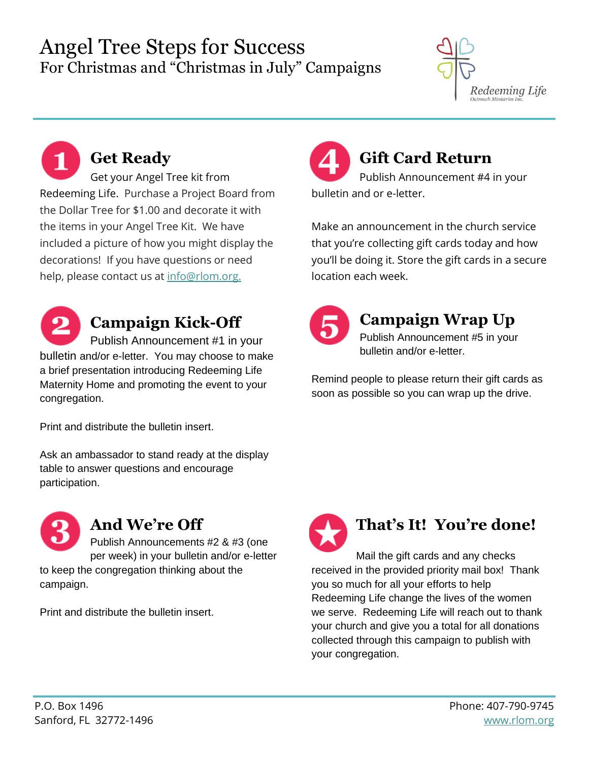# Angel Tree Steps for Success

For Christmas and "Christmas in July" Campaigns

Redeeming Life
Outreach Ministries Inc.

## 1 Get Ready

Get your Angel Tree kit from Redeeming Life. Purchase a Project Board from the Dollar Tree for $1.00 and decorate it with the items in your Angel Tree Kit. We have included a picture of how you might display the decorations! If you have questions or need help, please contact us at info@rlom.org.

## 2 Campaign Kick-Off

Publish Announcement #1 in your bulletin and/or e-letter. You may choose to make a brief presentation introducing Redeeming Life Maternity Home and promoting the event to your congregation.

Print and distribute the bulletin insert.

Ask an ambassador to stand ready at the display table to answer questions and encourage participation.

## 3 And We're Off

Publish Announcements #2 & #3 (one per week) in your bulletin and/or e-letter to keep the congregation thinking about the campaign.

Print and distribute the bulletin insert.

## 4 Gift Card Return

Publish Announcement #4 in your bulletin and or e-letter.

Make an announcement in the church service that you're collecting gift cards today and how you'll be doing it. Store the gift cards in a secure location each week.

## 5 Campaign Wrap Up

Publish Announcement #5 in your bulletin and/or e-letter.

Remind people to please return their gift cards as soon as possible so you can wrap up the drive.

## ★ That's It! You're done!

Mail the gift cards and any checks received in the provided priority mail box! Thank you so much for all your efforts to help Redeeming Life change the lives of the women we serve. Redeeming Life will reach out to thank your church and give you a total for all donations collected through this campaign to publish with your congregation.

P.O. Box 1496
Sanford, FL 32772-1496

Phone: 407-790-9745
www.rlom.org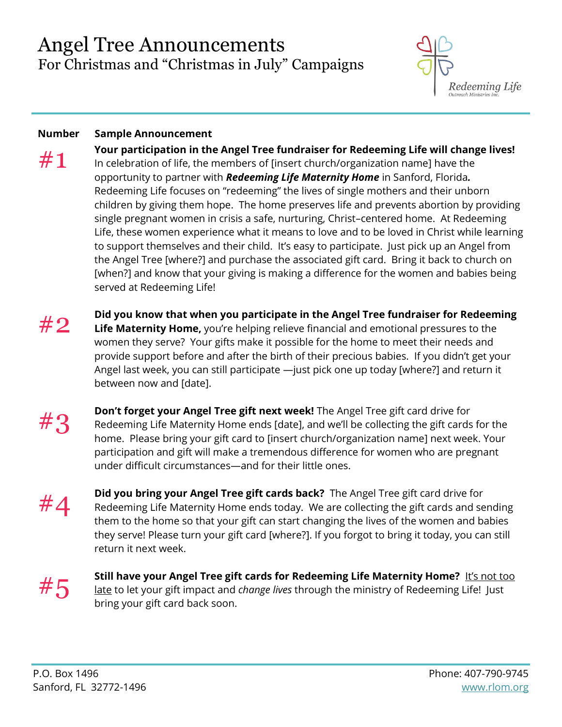# Angel Tree Announcements

## For Christmas and "Christmas in July" Campaigns

Redeeming Life
Outreach Ministries Inc.

| Number | Sample Announcement |
|---|---|
| #1 | **Your participation in the Angel Tree fundraiser for Redeeming Life will change lives!** In celebration of life, the members of [insert church/organization name] have the opportunity to partner with ***Redeeming Life Maternity Home*** in Sanford, Florida***.*** Redeeming Life focuses on "redeeming" the lives of single mothers and their unborn children by giving them hope. The home preserves life and prevents abortion by providing single pregnant women in crisis a safe, nurturing, Christ–centered home. At Redeeming Life, these women experience what it means to love and to be loved in Christ while learning to support themselves and their child. It's easy to participate. Just pick up an Angel from the Angel Tree [where?] and purchase the associated gift card. Bring it back to church on [when?] and know that your giving is making a difference for the women and babies being served at Redeeming Life! |
| #2 | **Did you know that when you participate in the Angel Tree fundraiser for Redeeming Life Maternity Home,** you're helping relieve financial and emotional pressures to the women they serve? Your gifts make it possible for the home to meet their needs and provide support before and after the birth of their precious babies. If you didn't get your Angel last week, you can still participate —just pick one up today [where?] and return it between now and [date]. |
| #3 | **Don't forget your Angel Tree gift next week!** The Angel Tree gift card drive for Redeeming Life Maternity Home ends [date], and we'll be collecting the gift cards for the home. Please bring your gift card to [insert church/organization name] next week. Your participation and gift will make a tremendous difference for women who are pregnant under difficult circumstances—and for their little ones. |
| #4 | **Did you bring your Angel Tree gift cards back?** The Angel Tree gift card drive for Redeeming Life Maternity Home ends today. We are collecting the gift cards and sending them to the home so that your gift can start changing the lives of the women and babies they serve! Please turn your gift card [where?]. If you forgot to bring it today, you can still return it next week. |
| #5 | **Still have your Angel Tree gift cards for Redeeming Life Maternity Home?** <u>It's not too late</u> to let your gift impact and *change lives* through the ministry of Redeeming Life! Just bring your gift card back soon. |

P.O. Box 1496
Sanford, FL 32772-1496

Phone: 407-790-9745
www.rlom.org